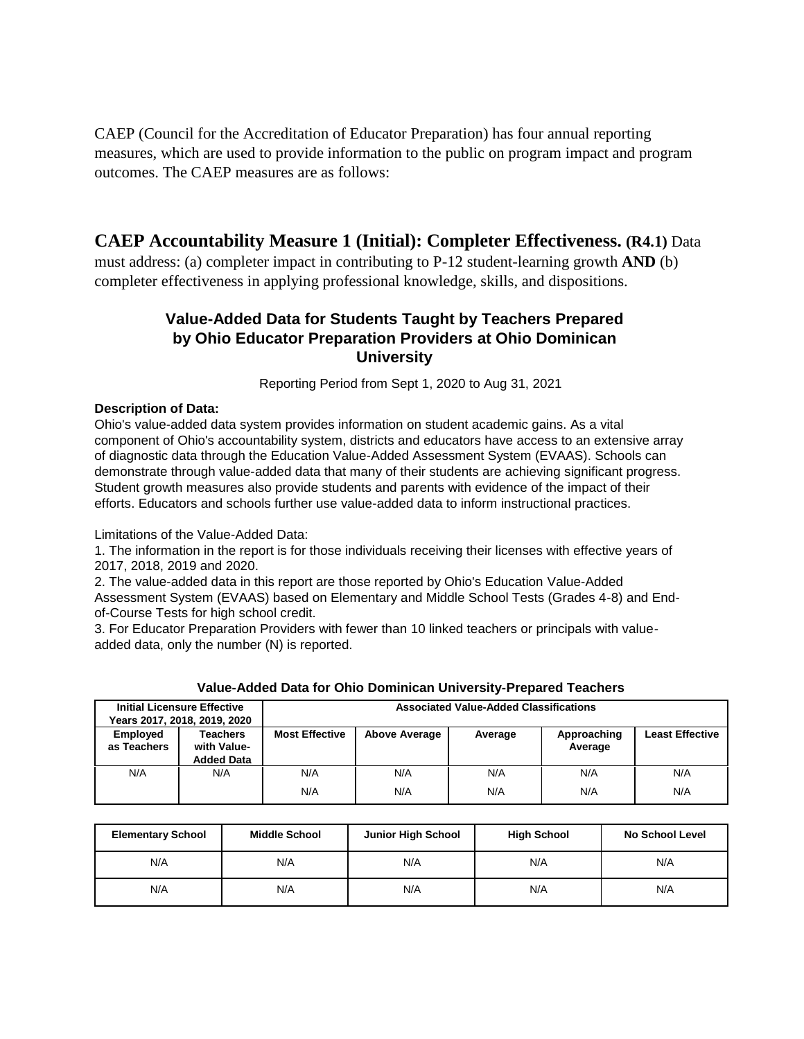CAEP (Council for the Accreditation of Educator Preparation) has four annual reporting measures, which are used to provide information to the public on program impact and program outcomes. The CAEP measures are as follows:

## CAEP Accountability Measure 1 (Initial): Completer Effectiveness. (R4.1) Data must address: (a) completer impact in contributing to P-12 student-learning growth **AND** (b) completer effectiveness in applying professional knowledge, skills, and dispositions.

### Value-Added Data for Students Taught by Teachers Prepared by Ohio Educator Preparation Providers at Ohio Dominican University

Reporting Period from Sept 1, 2020 to Aug 31, 2021

**Description of Data:**
Ohio's value-added data system provides information on student academic gains. As a vital component of Ohio's accountability system, districts and educators have access to an extensive array of diagnostic data through the Education Value-Added Assessment System (EVAAS). Schools can demonstrate through value-added data that many of their students are achieving significant progress. Student growth measures also provide students and parents with evidence of the impact of their efforts. Educators and schools further use value-added data to inform instructional practices.

Limitations of the Value-Added Data:
1. The information in the report is for those individuals receiving their licenses with effective years of 2017, 2018, 2019 and 2020.
2. The value-added data in this report are those reported by Ohio's Education Value-Added Assessment System (EVAAS) based on Elementary and Middle School Tests (Grades 4-8) and End-of-Course Tests for high school credit.
3. For Educator Preparation Providers with fewer than 10 linked teachers or principals with value-added data, only the number (N) is reported.

**Value-Added Data for Ohio Dominican University-Prepared Teachers**

| Initial Licensure Effective Years 2017, 2018, 2019, 2020 | | Associated Value-Added Classifications | | | | |
|---|---|---|---|---|---|---|
| Employed as Teachers | Teachers with Value-Added Data | Most Effective | Above Average | Average | Approaching Average | Least Effective |
| N/A | N/A | N/A | N/A | N/A | N/A | N/A |
| | | N/A | N/A | N/A | N/A | N/A |

| Elementary School | Middle School | Junior High School | High School | No School Level |
|---|---|---|---|---|
| N/A | N/A | N/A | N/A | N/A |
| N/A | N/A | N/A | N/A | N/A |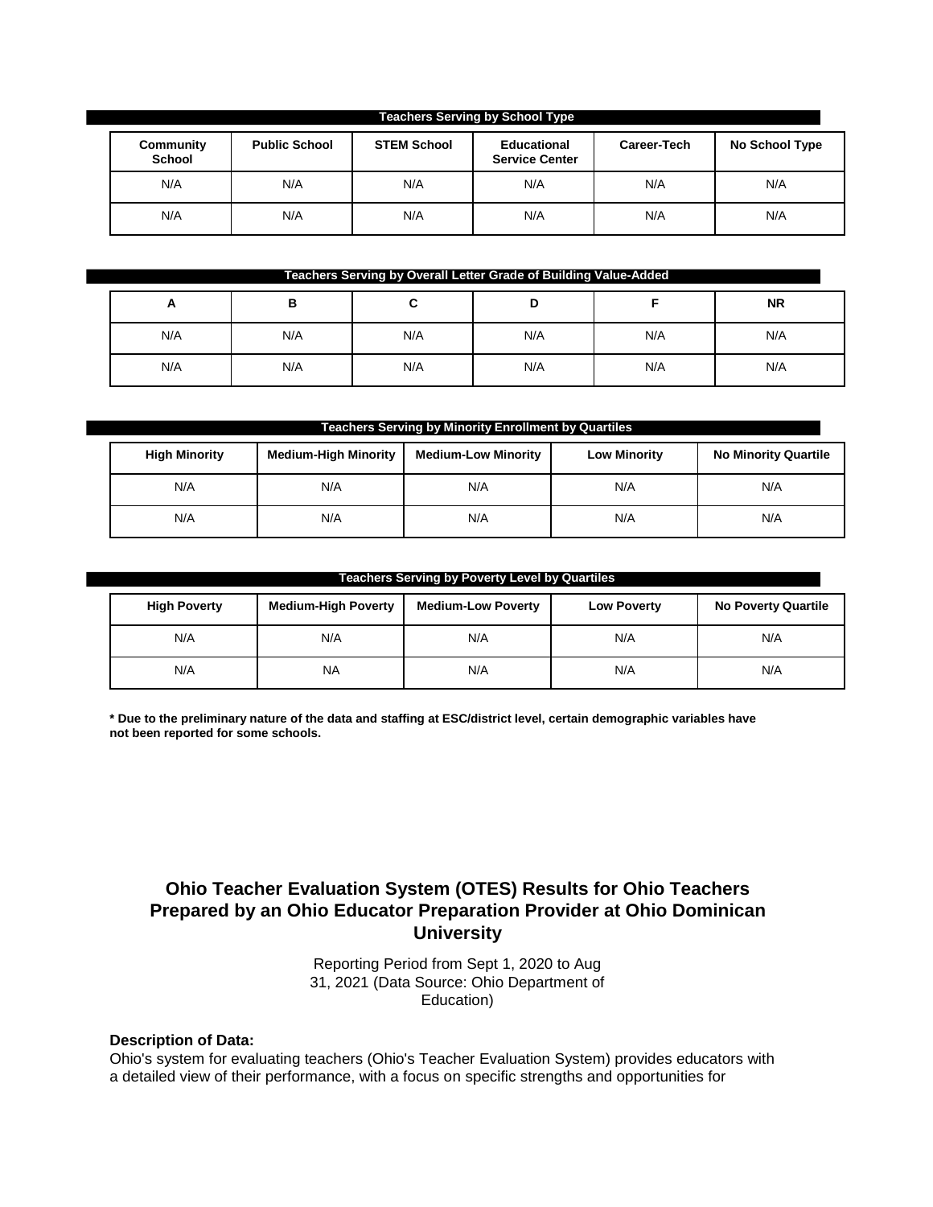### Teachers Serving by School Type

| Community School | Public School | STEM School | Educational Service Center | Career-Tech | No School Type |
|---|---|---|---|---|---|
| N/A | N/A | N/A | N/A | N/A | N/A |
| N/A | N/A | N/A | N/A | N/A | N/A |

### Teachers Serving by Overall Letter Grade of Building Value-Added

| A | B | C | D | F | NR |
|---|---|---|---|---|---|
| N/A | N/A | N/A | N/A | N/A | N/A |
| N/A | N/A | N/A | N/A | N/A | N/A |

### Teachers Serving by Minority Enrollment by Quartiles

| High Minority | Medium-High Minority | Medium-Low Minority | Low Minority | No Minority Quartile |
|---|---|---|---|---|
| N/A | N/A | N/A | N/A | N/A |
| N/A | N/A | N/A | N/A | N/A |

### Teachers Serving by Poverty Level by Quartiles

| High Poverty | Medium-High Poverty | Medium-Low Poverty | Low Poverty | No Poverty Quartile |
|---|---|---|---|---|
| N/A | N/A | N/A | N/A | N/A |
| N/A | NA | N/A | N/A | N/A |

**\* Due to the preliminary nature of the data and staffing at ESC/district level, certain demographic variables have not been reported for some schools.**

## Ohio Teacher Evaluation System (OTES) Results for Ohio Teachers Prepared by an Ohio Educator Preparation Provider at Ohio Dominican University

Reporting Period from Sept 1, 2020 to Aug 31, 2021 (Data Source: Ohio Department of Education)

**Description of Data:**
Ohio's system for evaluating teachers (Ohio's Teacher Evaluation System) provides educators with a detailed view of their performance, with a focus on specific strengths and opportunities for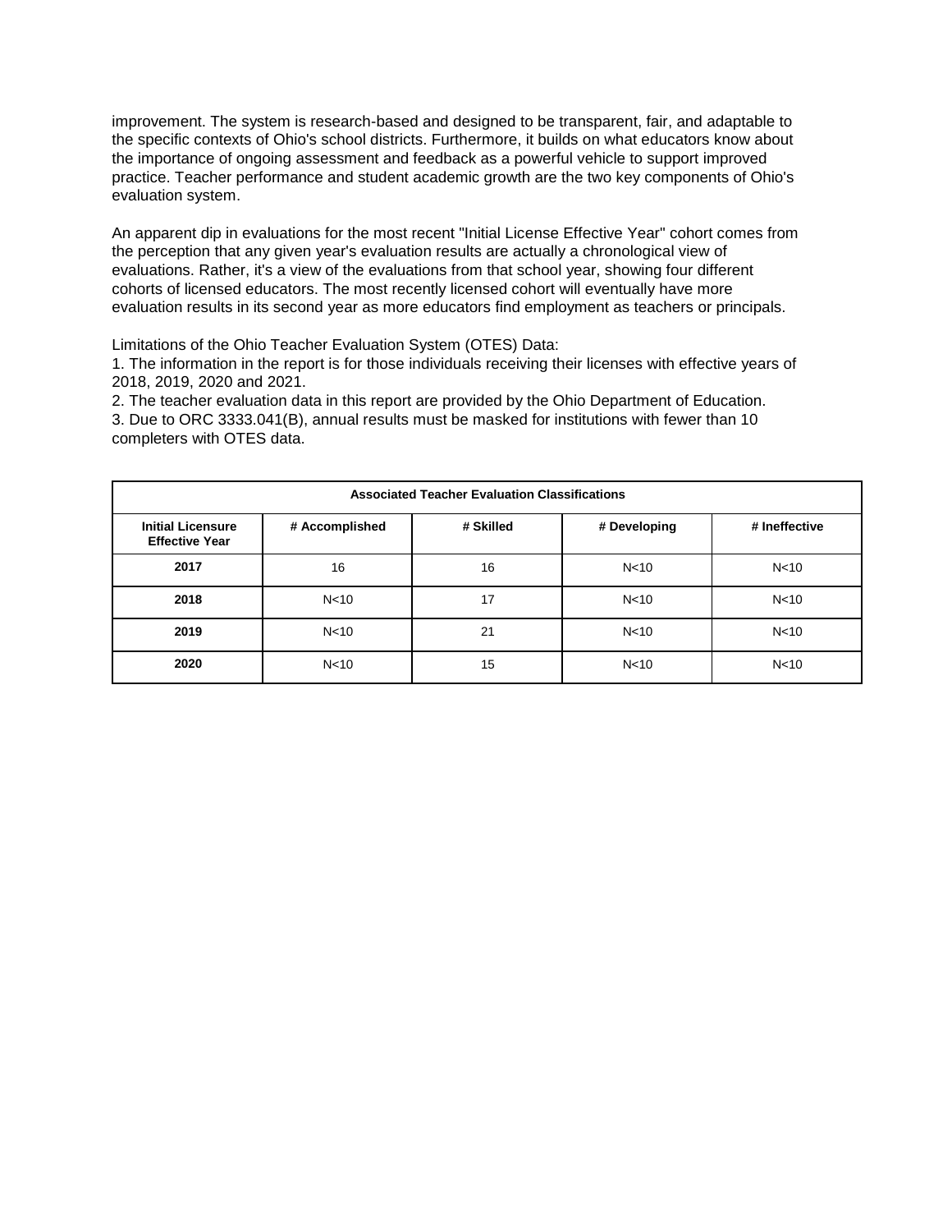improvement. The system is research-based and designed to be transparent, fair, and adaptable to the specific contexts of Ohio's school districts. Furthermore, it builds on what educators know about the importance of ongoing assessment and feedback as a powerful vehicle to support improved practice. Teacher performance and student academic growth are the two key components of Ohio's evaluation system.

An apparent dip in evaluations for the most recent "Initial License Effective Year" cohort comes from the perception that any given year's evaluation results are actually a chronological view of evaluations. Rather, it's a view of the evaluations from that school year, showing four different cohorts of licensed educators. The most recently licensed cohort will eventually have more evaluation results in its second year as more educators find employment as teachers or principals.

Limitations of the Ohio Teacher Evaluation System (OTES) Data:
1. The information in the report is for those individuals receiving their licenses with effective years of 2018, 2019, 2020 and 2021.
2. The teacher evaluation data in this report are provided by the Ohio Department of Education.
3. Due to ORC 3333.041(B), annual results must be masked for institutions with fewer than 10 completers with OTES data.

| Associated Teacher Evaluation Classifications | | | | |
|---|---|---|---|---|
| **Initial Licensure Effective Year** | **# Accomplished** | **# Skilled** | **# Developing** | **# Ineffective** |
| **2017** | 16 | 16 | N<10 | N<10 |
| **2018** | N<10 | 17 | N<10 | N<10 |
| **2019** | N<10 | 21 | N<10 | N<10 |
| **2020** | N<10 | 15 | N<10 | N<10 |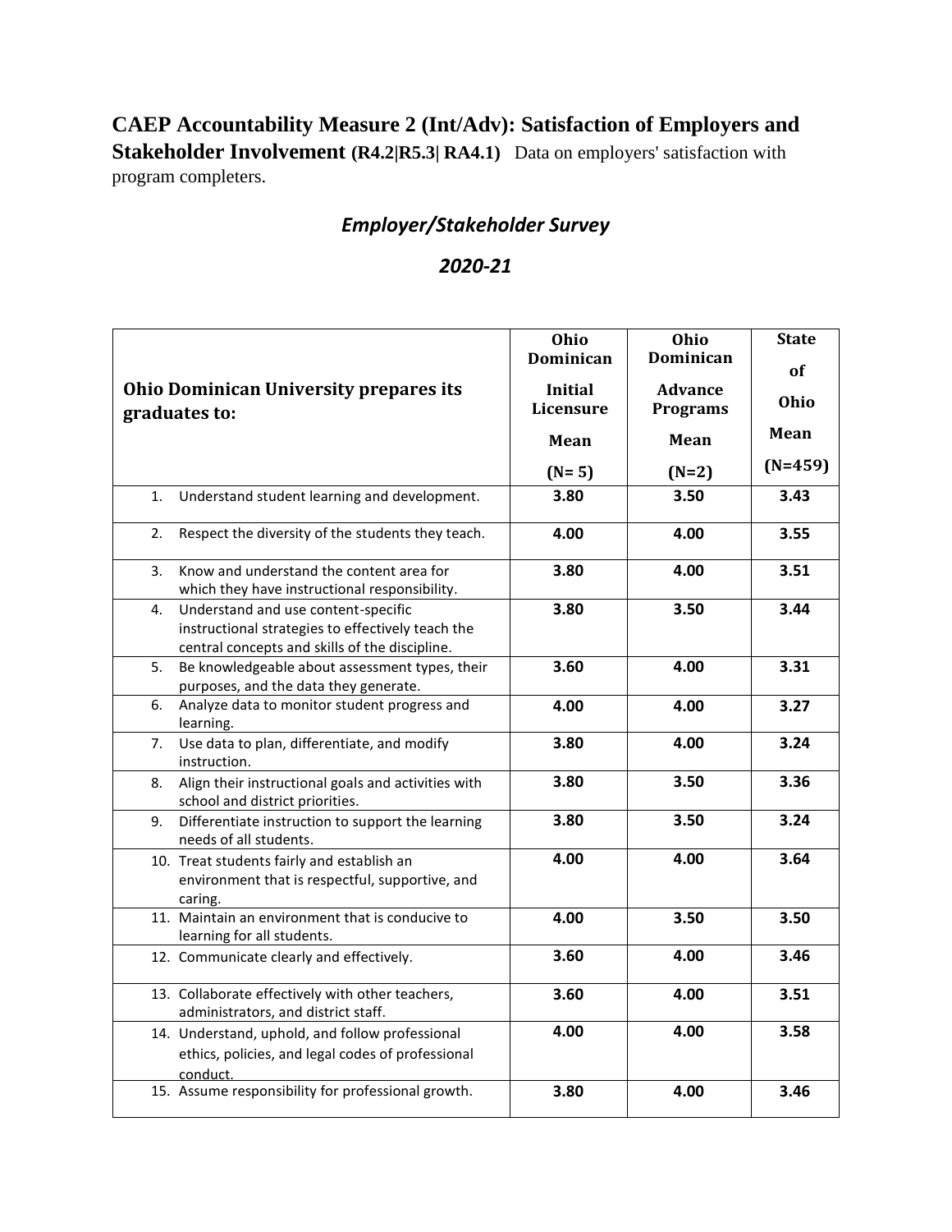**CAEP Accountability Measure 2 (Int/Adv): Satisfaction of Employers and Stakeholder Involvement (R4.2|R5.3| RA4.1)** Data on employers' satisfaction with program completers.

## *Employer/Stakeholder Survey*

## *2020-21*

| Ohio Dominican University prepares its graduates to: | Ohio Dominican Initial Licensure Mean (N= 5) | Ohio Dominican Advance Programs Mean (N=2) | State of Ohio Mean (N=459) |
|---|---|---|---|
| 1. Understand student learning and development. | 3.80 | 3.50 | 3.43 |
| 2. Respect the diversity of the students they teach. | 4.00 | 4.00 | 3.55 |
| 3. Know and understand the content area for which they have instructional responsibility. | 3.80 | 4.00 | 3.51 |
| 4. Understand and use content-specific instructional strategies to effectively teach the central concepts and skills of the discipline. | 3.80 | 3.50 | 3.44 |
| 5. Be knowledgeable about assessment types, their purposes, and the data they generate. | 3.60 | 4.00 | 3.31 |
| 6. Analyze data to monitor student progress and learning. | 4.00 | 4.00 | 3.27 |
| 7. Use data to plan, differentiate, and modify instruction. | 3.80 | 4.00 | 3.24 |
| 8. Align their instructional goals and activities with school and district priorities. | 3.80 | 3.50 | 3.36 |
| 9. Differentiate instruction to support the learning needs of all students. | 3.80 | 3.50 | 3.24 |
| 10. Treat students fairly and establish an environment that is respectful, supportive, and caring. | 4.00 | 4.00 | 3.64 |
| 11. Maintain an environment that is conducive to learning for all students. | 4.00 | 3.50 | 3.50 |
| 12. Communicate clearly and effectively. | 3.60 | 4.00 | 3.46 |
| 13. Collaborate effectively with other teachers, administrators, and district staff. | 3.60 | 4.00 | 3.51 |
| 14. Understand, uphold, and follow professional ethics, policies, and legal codes of professional conduct. | 4.00 | 4.00 | 3.58 |
| 15. Assume responsibility for professional growth. | 3.80 | 4.00 | 3.46 |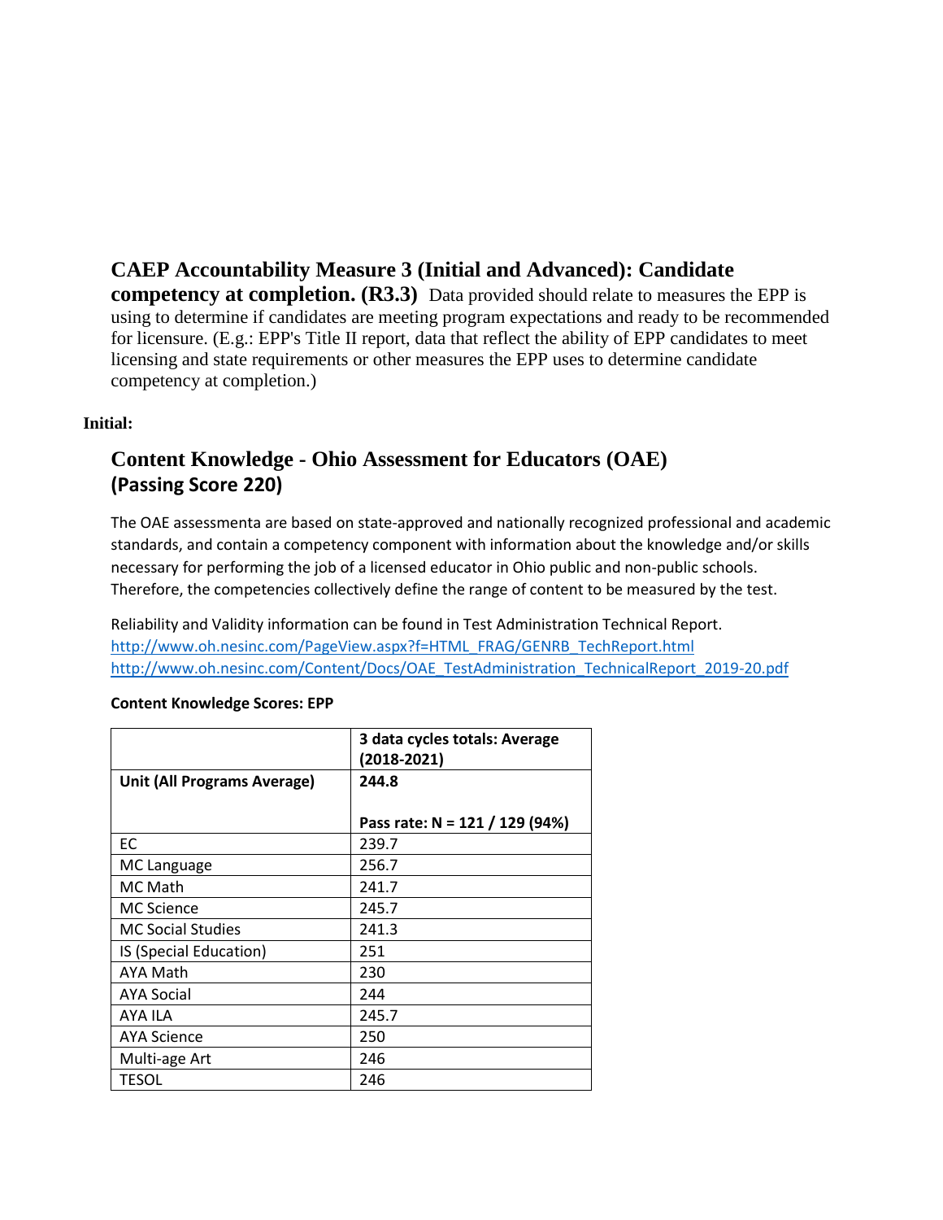## CAEP Accountability Measure 3 (Initial and Advanced): Candidate competency at completion. (R3.3)

Data provided should relate to measures the EPP is using to determine if candidates are meeting program expectations and ready to be recommended for licensure. (E.g.: EPP's Title II report, data that reflect the ability of EPP candidates to meet licensing and state requirements or other measures the EPP uses to determine candidate competency at completion.)

**Initial:**

### Content Knowledge - Ohio Assessment for Educators (OAE) (Passing Score 220)

The OAE assessmenta are based on state-approved and nationally recognized professional and academic standards, and contain a competency component with information about the knowledge and/or skills necessary for performing the job of a licensed educator in Ohio public and non-public schools. Therefore, the competencies collectively define the range of content to be measured by the test.

Reliability and Validity information can be found in Test Administration Technical Report.
http://www.oh.nesinc.com/PageView.aspx?f=HTML_FRAG/GENRB_TechReport.html
http://www.oh.nesinc.com/Content/Docs/OAE_TestAdministration_TechnicalReport_2019-20.pdf

**Content Knowledge Scores: EPP**

| | **3 data cycles totals: Average (2018-2021)** |
|---|---|
| **Unit (All Programs Average)** | **244.8**<br><br>**Pass rate: N = 121 / 129 (94%)** |
| EC | 239.7 |
| MC Language | 256.7 |
| MC Math | 241.7 |
| MC Science | 245.7 |
| MC Social Studies | 241.3 |
| IS (Special Education) | 251 |
| AYA Math | 230 |
| AYA Social | 244 |
| AYA ILA | 245.7 |
| AYA Science | 250 |
| Multi-age Art | 246 |
| TESOL | 246 |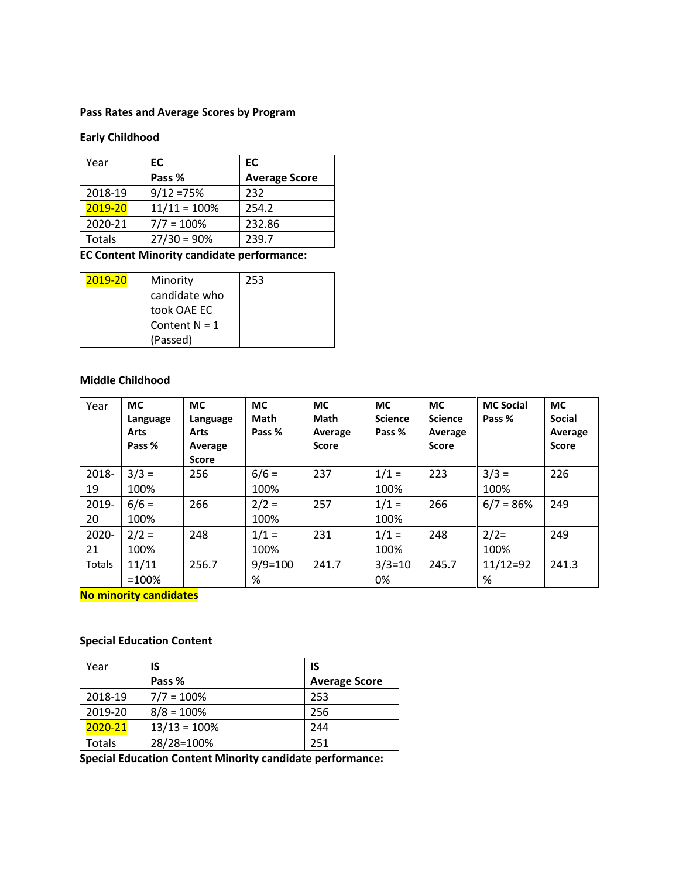**Pass Rates and Average Scores by Program**

**Early Childhood**

| Year | **EC Pass %** | **EC Average Score** |
|---|---|---|
| 2018-19 | 9/12 =75% | 232 |
| 2019-20 | 11/11 = 100% | 254.2 |
| 2020-21 | 7/7 = 100% | 232.86 |
| Totals | 27/30 = 90% | 239.7 |

**EC Content Minority candidate performance:**

| 2019-20 | Minority candidate who took OAE EC Content N = 1 (Passed) | 253 |
|---|---|---|

**Middle Childhood**

| Year | **MC Language Arts Pass %** | **MC Language Arts Average Score** | **MC Math Pass %** | **MC Math Average Score** | **MC Science Pass %** | **MC Science Average Score** | **MC Social Pass %** | **MC Social Average Score** |
|---|---|---|---|---|---|---|---|---|
| 2018-19 | 3/3 = 100% | 256 | 6/6 = 100% | 237 | 1/1 = 100% | 223 | 3/3 = 100% | 226 |
| 2019-20 | 6/6 = 100% | 266 | 2/2 = 100% | 257 | 1/1 = 100% | 266 | 6/7 = 86% | 249 |
| 2020-21 | 2/2 = 100% | 248 | 1/1 = 100% | 231 | 1/1 = 100% | 248 | 2/2= 100% | 249 |
| Totals | 11/11 =100% | 256.7 | 9/9=100 % | 241.7 | 3/3=100% | 245.7 | 11/12=92 % | 241.3 |

**No minority candidates**

**Special Education Content**

| Year | **IS Pass %** | **IS Average Score** |
|---|---|---|
| 2018-19 | 7/7 = 100% | 253 |
| 2019-20 | 8/8 = 100% | 256 |
| 2020-21 | 13/13 = 100% | 244 |
| Totals | 28/28=100% | 251 |

**Special Education Content Minority candidate performance:**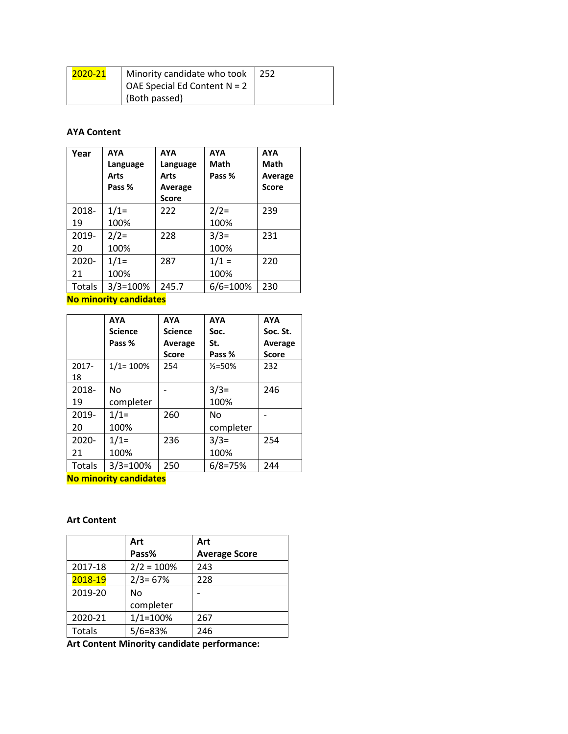| 2020-21 | Minority candidate who took OAE Special Ed Content N = 2 (Both passed) | 252 |
|---|---|---|

**AYA Content**

| Year | AYA Language Arts Pass % | AYA Language Arts Average Score | AYA Math Pass % | AYA Math Average Score |
|---|---|---|---|---|
| 2018-19 | 1/1= 100% | 222 | 2/2= 100% | 239 |
| 2019-20 | 2/2= 100% | 228 | 3/3= 100% | 231 |
| 2020-21 | 1/1= 100% | 287 | 1/1 = 100% | 220 |
| Totals | 3/3=100% | 245.7 | 6/6=100% | 230 |

**No minority candidates**

| | AYA Science Pass % | AYA Science Average Score | AYA Soc. St. Pass % | AYA Soc. St. Average Score |
|---|---|---|---|---|
| 2017-18 | 1/1= 100% | 254 | ½=50% | 232 |
| 2018-19 | No completer | - | 3/3= 100% | 246 |
| 2019-20 | 1/1= 100% | 260 | No completer | - |
| 2020-21 | 1/1= 100% | 236 | 3/3= 100% | 254 |
| Totals | 3/3=100% | 250 | 6/8=75% | 244 |

**No minority candidates**

**Art Content**

| | Art Pass% | Art Average Score |
|---|---|---|
| 2017-18 | 2/2 = 100% | 243 |
| 2018-19 | 2/3= 67% | 228 |
| 2019-20 | No completer | - |
| 2020-21 | 1/1=100% | 267 |
| Totals | 5/6=83% | 246 |

**Art Content Minority candidate performance:**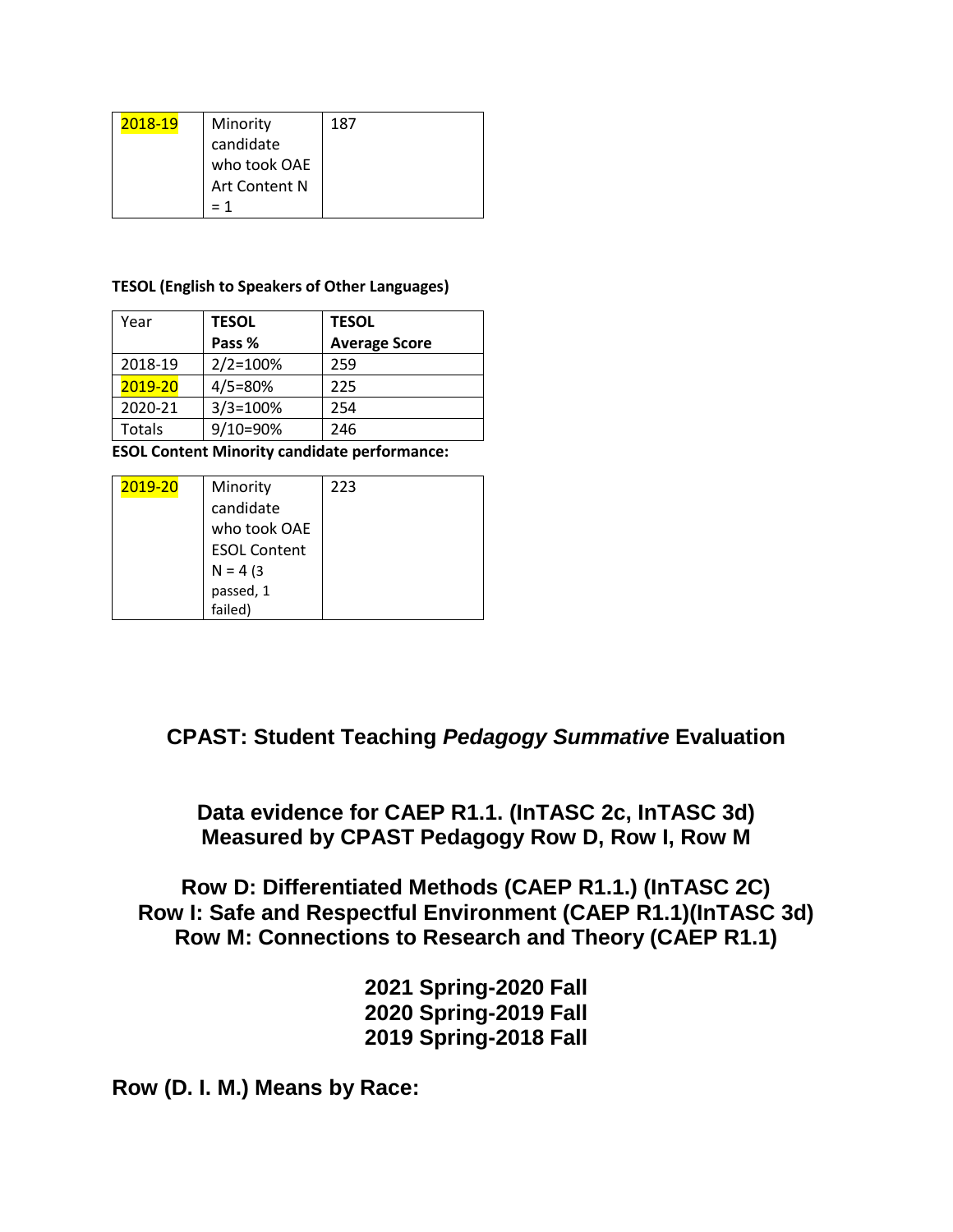| 2018-19 | Minority candidate who took OAE Art Content N = 1 | 187 |
|---|---|---|

**TESOL (English to Speakers of Other Languages)**

| Year | **TESOL Pass %** | **TESOL Average Score** |
|---|---|---|
| 2018-19 | 2/2=100% | 259 |
| 2019-20 | 4/5=80% | 225 |
| 2020-21 | 3/3=100% | 254 |
| Totals | 9/10=90% | 246 |

**ESOL Content Minority candidate performance:**

| 2019-20 | Minority candidate who took OAE ESOL Content N = 4 (3 passed, 1 failed) | 223 |
|---|---|---|

## CPAST: Student Teaching *Pedagogy Summative* Evaluation

### Data evidence for CAEP R1.1. (InTASC 2c, InTASC 3d) Measured by CPAST Pedagogy Row D, Row I, Row M

### Row D: Differentiated Methods (CAEP R1.1.) (InTASC 2C)
### Row I: Safe and Respectful Environment (CAEP R1.1)(InTASC 3d)
### Row M: Connections to Research and Theory (CAEP R1.1)

### 2021 Spring-2020 Fall
### 2020 Spring-2019 Fall
### 2019 Spring-2018 Fall

### Row (D. I. M.) Means by Race: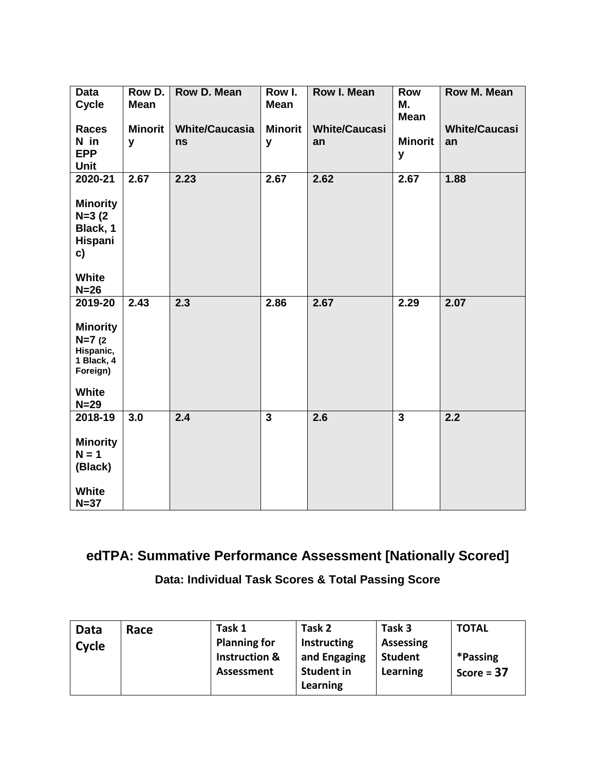| Data Cycle<br><br>Races N in EPP Unit | Row D. Mean<br><br>Minority | Row D. Mean<br><br>White/Caucasians | Row I. Mean<br><br>Minority | Row I. Mean<br><br>White/Caucasian | Row M. Mean<br><br>Minority | Row M. Mean<br><br>White/Caucasian |
|---|---|---|---|---|---|---|
| **2020-21**<br><br>**Minority N=3 (2 Black, 1 Hispanic)**<br><br>**White N=26** | **2.67** | **2.23** | **2.67** | **2.62** | **2.67** | **1.88** |
| **2019-20**<br><br>**Minority N=7 (2 Hispanic, 1 Black, 4 Foreign)**<br><br>**White N=29** | **2.43** | **2.3** | **2.86** | **2.67** | **2.29** | **2.07** |
| **2018-19**<br><br>**Minority N = 1 (Black)**<br><br>**White N=37** | **3.0** | **2.4** | **3** | **2.6** | **3** | **2.2** |

## edTPA: Summative Performance Assessment [Nationally Scored]

### Data: Individual Task Scores & Total Passing Score

| Data Cycle | Race | Task 1 Planning for Instruction & Assessment | Task 2 Instructing and Engaging Student in Learning | Task 3 Assessing Student Learning | TOTAL<br><br>*Passing Score = 37 |
|---|---|---|---|---|---|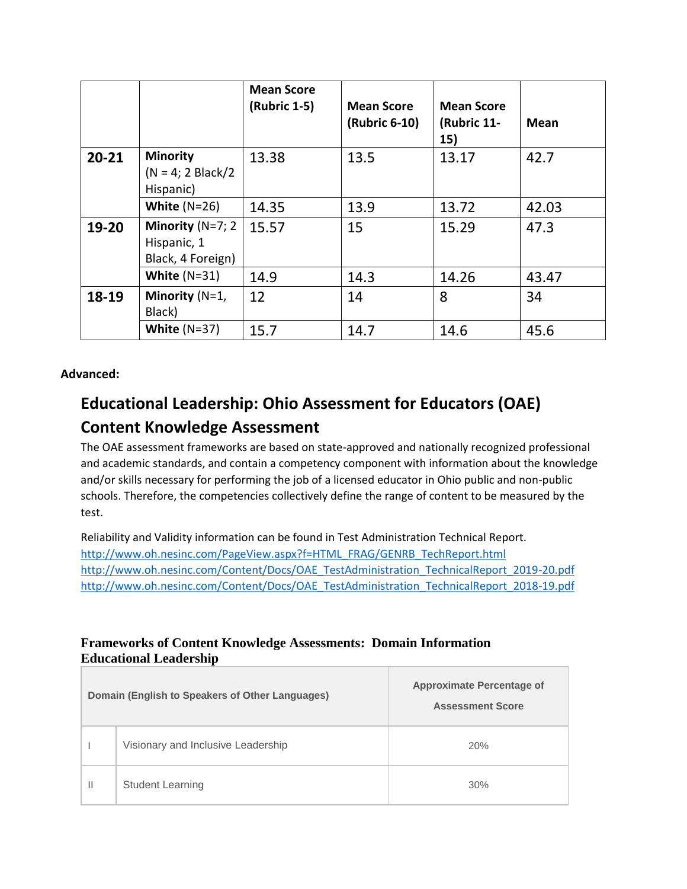| | | Mean Score (Rubric 1-5) | Mean Score (Rubric 6-10) | Mean Score (Rubric 11-15) | Mean |
|---|---|---|---|---|---|
| **20-21** | **Minority** (N = 4; 2 Black/2 Hispanic) | 13.38 | 13.5 | 13.17 | 42.7 |
| | **White** (N=26) | 14.35 | 13.9 | 13.72 | 42.03 |
| **19-20** | **Minority** (N=7; 2 Hispanic, 1 Black, 4 Foreign) | 15.57 | 15 | 15.29 | 47.3 |
| | **White** (N=31) | 14.9 | 14.3 | 14.26 | 43.47 |
| **18-19** | **Minority** (N=1, Black) | 12 | 14 | 8 | 34 |
| | **White** (N=37) | 15.7 | 14.7 | 14.6 | 45.6 |

**Advanced:**

## Educational Leadership: Ohio Assessment for Educators (OAE) Content Knowledge Assessment

The OAE assessment frameworks are based on state-approved and nationally recognized professional and academic standards, and contain a competency component with information about the knowledge and/or skills necessary for performing the job of a licensed educator in Ohio public and non-public schools. Therefore, the competencies collectively define the range of content to be measured by the test.

Reliability and Validity information can be found in Test Administration Technical Report.
http://www.oh.nesinc.com/PageView.aspx?f=HTML_FRAG/GENRB_TechReport.html
http://www.oh.nesinc.com/Content/Docs/OAE_TestAdministration_TechnicalReport_2019-20.pdf
http://www.oh.nesinc.com/Content/Docs/OAE_TestAdministration_TechnicalReport_2018-19.pdf

### Frameworks of Content Knowledge Assessments: Domain Information Educational Leadership

| Domain (English to Speakers of Other Languages) | | Approximate Percentage of Assessment Score |
|---|---|---|
| I | Visionary and Inclusive Leadership | 20% |
| II | Student Learning | 30% |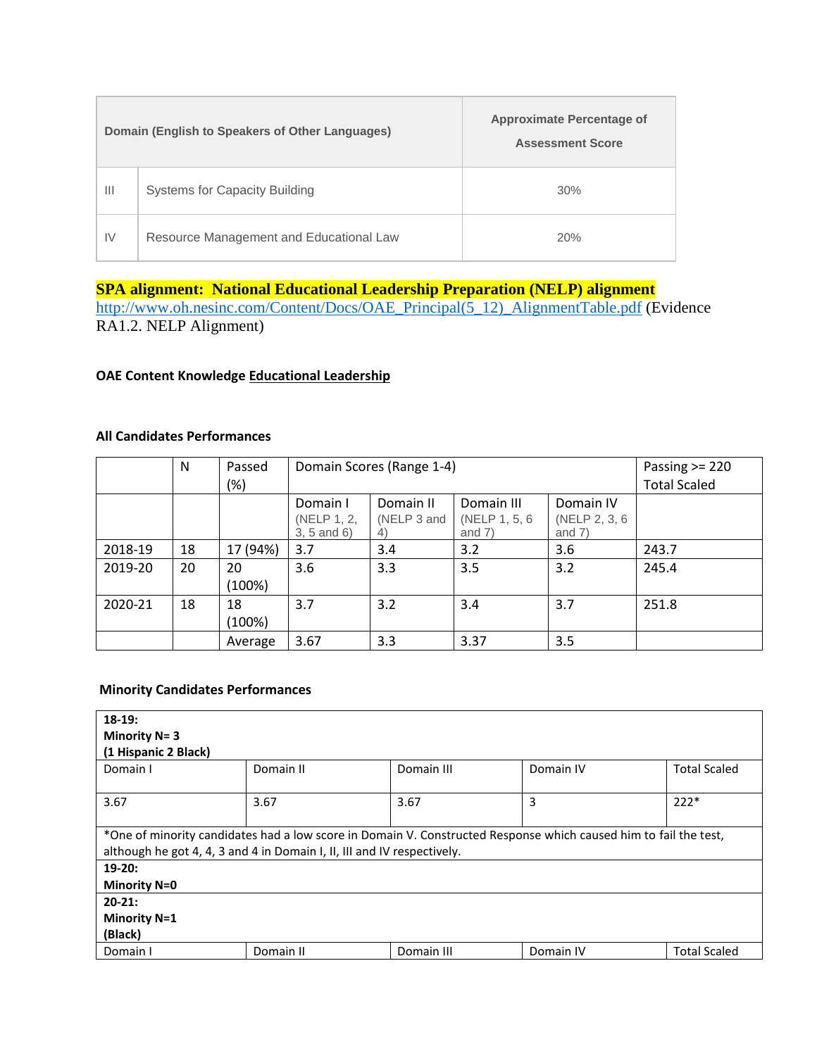| Domain (English to Speakers of Other Languages) | | Approximate Percentage of Assessment Score |
|---|---|---|
| III | Systems for Capacity Building | 30% |
| IV | Resource Management and Educational Law | 20% |

**SPA alignment: National Educational Leadership Preparation (NELP) alignment**
http://www.oh.nesinc.com/Content/Docs/OAE_Principal(5_12)_AlignmentTable.pdf (Evidence RA1.2. NELP Alignment)

**OAE Content Knowledge Educational Leadership**

**All Candidates Performances**

| | N | Passed (%) | Domain Scores (Range 1-4) | | | | Passing >= 220 Total Scaled |
|---|---|---|---|---|---|---|---|
| | | | Domain I (NELP 1, 2, 3, 5 and 6) | Domain II (NELP 3 and 4) | Domain III (NELP 1, 5, 6 and 7) | Domain IV (NELP 2, 3, 6 and 7) | |
| 2018-19 | 18 | 17 (94%) | 3.7 | 3.4 | 3.2 | 3.6 | 243.7 |
| 2019-20 | 20 | 20 (100%) | 3.6 | 3.3 | 3.5 | 3.2 | 245.4 |
| 2020-21 | 18 | 18 (100%) | 3.7 | 3.2 | 3.4 | 3.7 | 251.8 |
| | | Average | 3.67 | 3.3 | 3.37 | 3.5 | |

**Minority Candidates Performances**

| **18-19: Minority N= 3 (1 Hispanic 2 Black)** | | | | |
|---|---|---|---|---|
| Domain I | Domain II | Domain III | Domain IV | Total Scaled |
| 3.67 | 3.67 | 3.67 | 3 | 222* |
| *One of minority candidates had a low score in Domain V. Constructed Response which caused him to fail the test, although he got 4, 4, 3 and 4 in Domain I, II, III and IV respectively. | | | | |
| **19-20: Minority N=0** | | | | |
| **20-21: Minority N=1 (Black)** | | | | |
| Domain I | Domain II | Domain III | Domain IV | Total Scaled |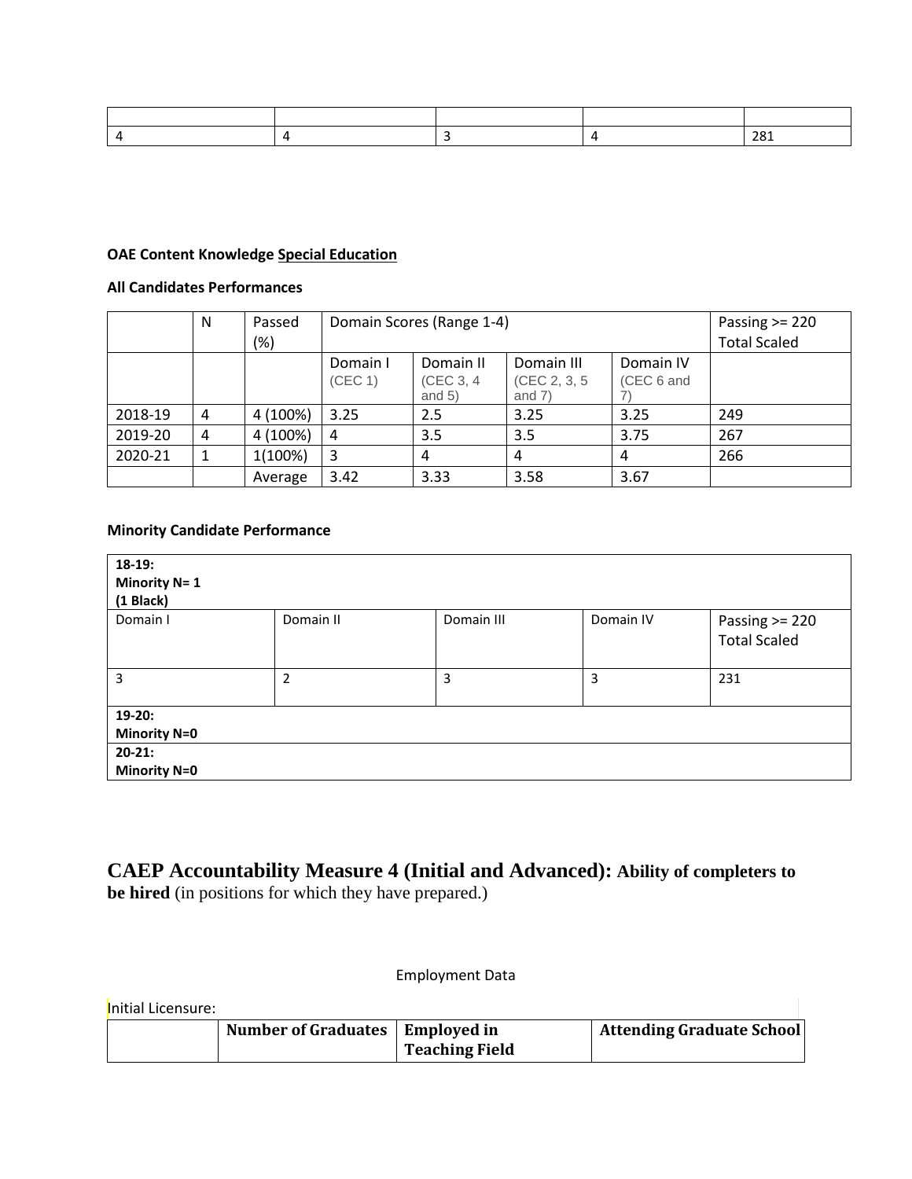| | | | | |
|---|---|---|---|---|
| 4 | 4 | 3 | 4 | 281 |

**OAE Content Knowledge Special Education**

**All Candidates Performances**

| | N | Passed (%) | Domain Scores (Range 1-4) | | | | Passing >= 220 Total Scaled |
|---|---|---|---|---|---|---|---|
| | | | Domain I (CEC 1) | Domain II (CEC 3, 4 and 5) | Domain III (CEC 2, 3, 5 and 7) | Domain IV (CEC 6 and 7) | |
| 2018-19 | 4 | 4 (100%) | 3.25 | 2.5 | 3.25 | 3.25 | 249 |
| 2019-20 | 4 | 4 (100%) | 4 | 3.5 | 3.5 | 3.75 | 267 |
| 2020-21 | 1 | 1(100%) | 3 | 4 | 4 | 4 | 266 |
| | | Average | 3.42 | 3.33 | 3.58 | 3.67 | |

**Minority Candidate Performance**

| **18-19: Minority N= 1 (1 Black)** | | | | |
|---|---|---|---|---|
| Domain I | Domain II | Domain III | Domain IV | Passing >= 220 Total Scaled |
| 3 | 2 | 3 | 3 | 231 |
| **19-20: Minority N=0** | | | | |
| **20-21: Minority N=0** | | | | |

## CAEP Accountability Measure 4 (Initial and Advanced): Ability of completers to be hired (in positions for which they have prepared.)

Employment Data

Initial Licensure:

| | Number of Graduates | Employed in Teaching Field | Attending Graduate School |
|---|---|---|---|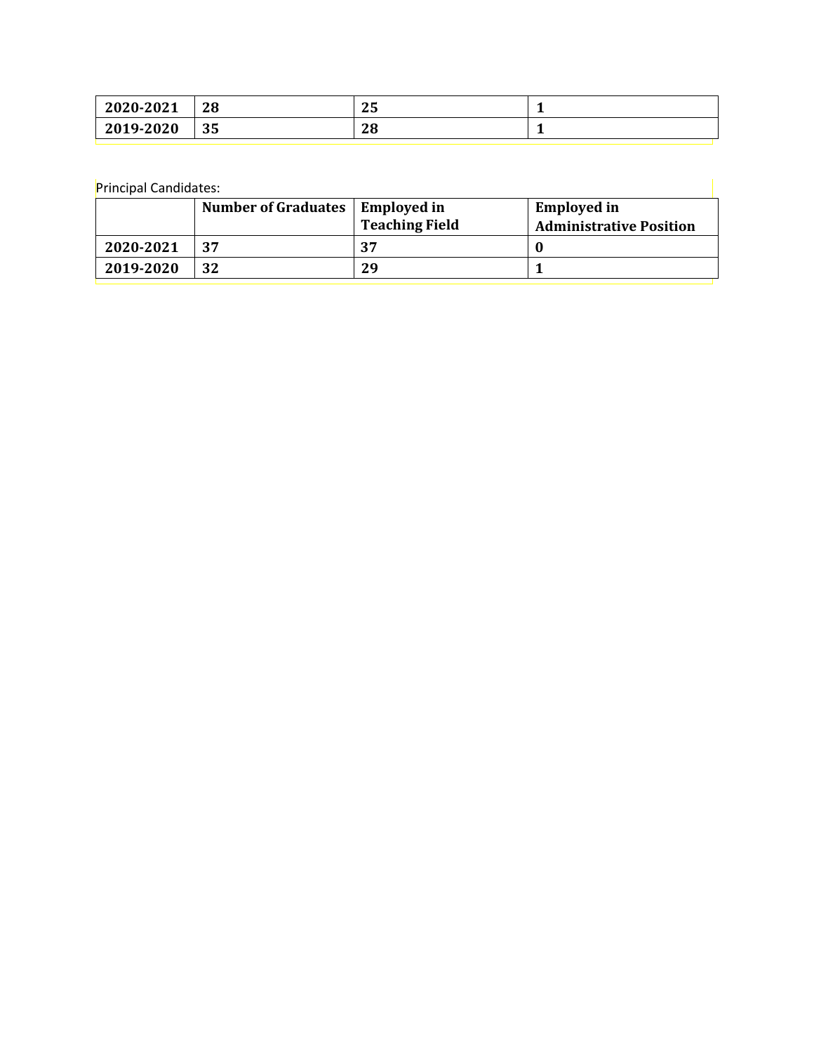| | | | |
|---|---|---|---|
| **2020-2021** | **28** | **25** | **1** |
| **2019-2020** | **35** | **28** | **1** |

Principal Candidates:

| | Number of Graduates | Employed in Teaching Field | Employed in Administrative Position |
|---|---|---|---|
| **2020-2021** | **37** | **37** | **0** |
| **2019-2020** | **32** | **29** | **1** |